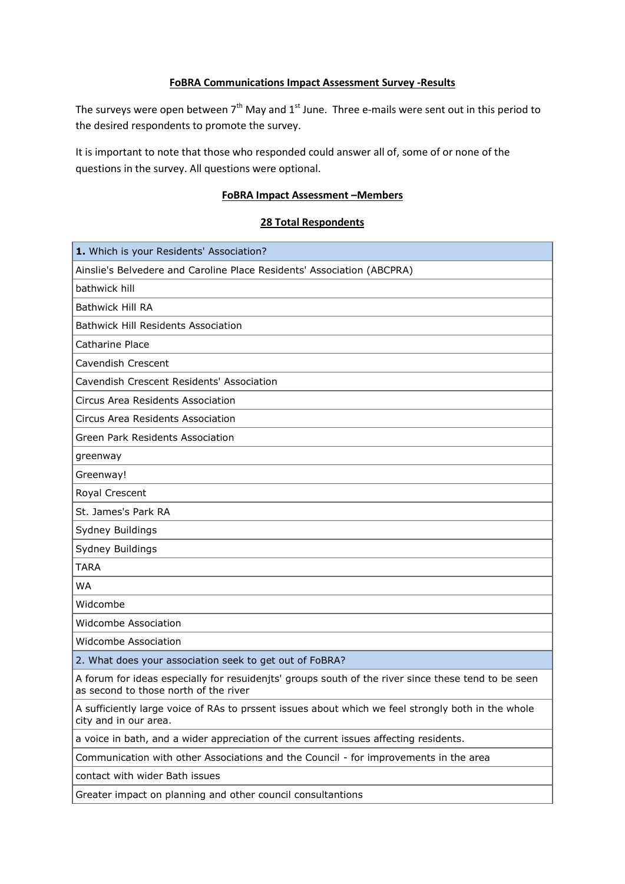**FoBRA Communications Impact Assessment Survey -Results**

The surveys were open between 7th May and 1st June. Three e-mails were sent out in this period to the desired respondents to promote the survey.

It is important to note that those who responded could answer all of, some of or none of the questions in the survey. All questions were optional.

**FoBRA Impact Assessment –Members**

**28 Total Respondents**

| **1.** Which is your Residents' Association? |
| --- |
| Ainslie's Belvedere and Caroline Place Residents' Association (ABCPRA) |
| bathwick hill |
| Bathwick Hill RA |
| Bathwick Hill Residents Association |
| Catharine Place |
| Cavendish Crescent |
| Cavendish Crescent Residents' Association |
| Circus Area Residents Association |
| Circus Area Residents Association |
| Green Park Residents Association |
| greenway |
| Greenway! |
| Royal Crescent |
| St. James's Park RA |
| Sydney Buildings |
| Sydney Buildings |
| TARA |
| WA |
| Widcombe |
| Widcombe Association |
| Widcombe Association |
| 2. What does your association seek to get out of FoBRA? |
| A forum for ideas especially for resuidenjts' groups south of the river since these tend to be seen as second to those north of the river |
| A sufficiently large voice of RAs to prssent issues about which we feel strongly both in the whole city and in our area. |
| a voice in bath, and a wider appreciation of the current issues affecting residents. |
| Communication with other Associations and the Council - for improvements in the area |
| contact with wider Bath issues |
| Greater impact on planning and other council consultantions |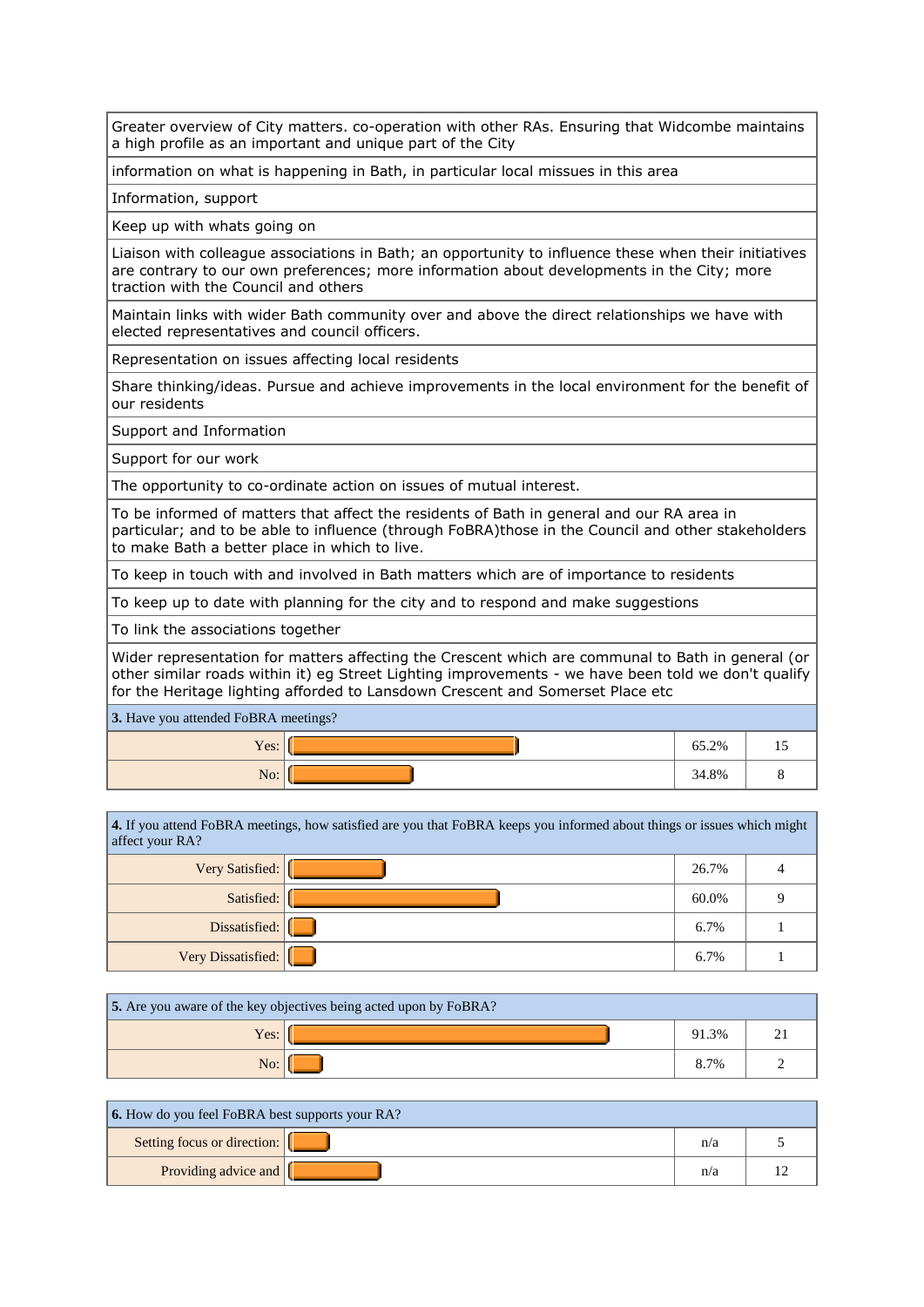| |
|---|
| Greater overview of City matters. co-operation with other RAs. Ensuring that Widcombe maintains a high profile as an important and unique part of the City |
| information on what is happening in Bath, in particular local missues in this area |
| Information, support |
| Keep up with whats going on |
| Liaison with colleague associations in Bath; an opportunity to influence these when their initiatives are contrary to our own preferences; more information about developments in the City; more traction with the Council and others |
| Maintain links with wider Bath community over and above the direct relationships we have with elected representatives and council officers. |
| Representation on issues affecting local residents |
| Share thinking/ideas. Pursue and achieve improvements in the local environment for the benefit of our residents |
| Support and Information |
| Support for our work |
| The opportunity to co-ordinate action on issues of mutual interest. |
| To be informed of matters that affect the residents of Bath in general and our RA area in particular; and to be able to influence (through FoBRA)those in the Council and other stakeholders to make Bath a better place in which to live. |
| To keep in touch with and involved in Bath matters which are of importance to residents |
| To keep up to date with planning for the city and to respond and make suggestions |
| To link the associations together |
| Wider representation for matters affecting the Crescent which are communal to Bath in general (or other similar roads within it) eg Street Lighting improvements - we have been told we don't qualify for the Heritage lighting afforded to Lansdown Crescent and Somerset Place etc |

**3.** Have you attended FoBRA meetings?

| Response | Percent | Count |
|---|---|---|
| Yes: | 65.2% | 15 |
| No: | 34.8% | 8 |

**4.** If you attend FoBRA meetings, how satisfied are you that FoBRA keeps you informed about things or issues which might affect your RA?

| Response | Percent | Count |
|---|---|---|
| Very Satisfied: | 26.7% | 4 |
| Satisfied: | 60.0% | 9 |
| Dissatisfied: | 6.7% | 1 |
| Very Dissatisfied: | 6.7% | 1 |

**5.** Are you aware of the key objectives being acted upon by FoBRA?

| Response | Percent | Count |
|---|---|---|
| Yes: | 91.3% | 21 |
| No: | 8.7% | 2 |

**6.** How do you feel FoBRA best supports your RA?

| Response | Percent | Count |
|---|---|---|
| Setting focus or direction: | n/a | 5 |
| Providing advice and | n/a | 12 |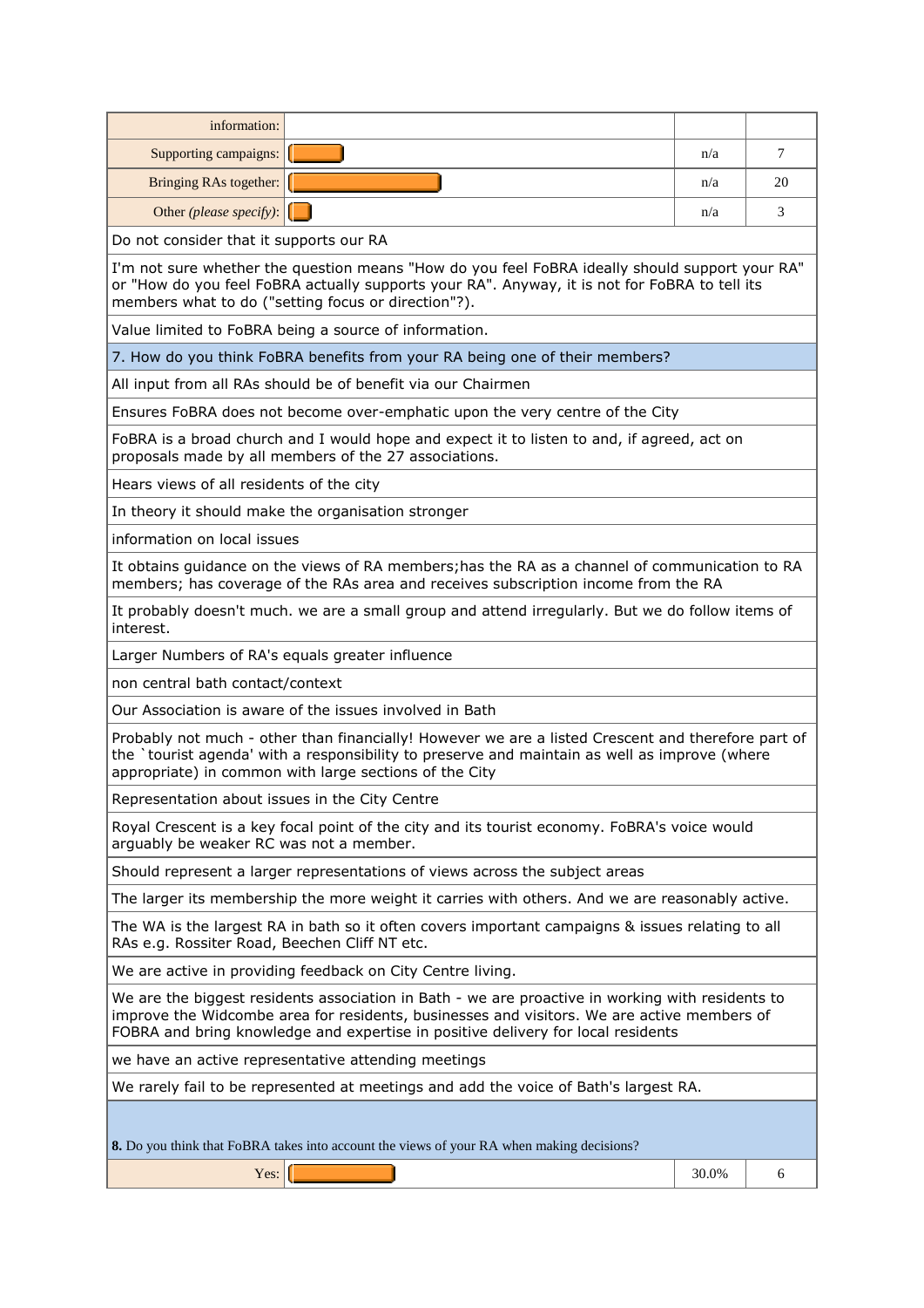| information: | | | |
|---|---|---|---|
| Supporting campaigns: | | n/a | 7 |
| Bringing RAs together: | | n/a | 20 |
| Other *(please specify)*: | | n/a | 3 |

Do not consider that it supports our RA

I'm not sure whether the question means "How do you feel FoBRA ideally should support your RA" or "How do you feel FoBRA actually supports your RA". Anyway, it is not for FoBRA to tell its members what to do ("setting focus or direction"?).

Value limited to FoBRA being a source of information.

**7. How do you think FoBRA benefits from your RA being one of their members?**

All input from all RAs should be of benefit via our Chairmen

Ensures FoBRA does not become over-emphatic upon the very centre of the City

FoBRA is a broad church and I would hope and expect it to listen to and, if agreed, act on proposals made by all members of the 27 associations.

Hears views of all residents of the city

In theory it should make the organisation stronger

information on local issues

It obtains guidance on the views of RA members;has the RA as a channel of communication to RA members; has coverage of the RAs area and receives subscription income from the RA

It probably doesn't much. we are a small group and attend irregularly. But we do follow items of interest.

Larger Numbers of RA's equals greater influence

non central bath contact/context

Our Association is aware of the issues involved in Bath

Probably not much - other than financially! However we are a listed Crescent and therefore part of the `tourist agenda' with a responsibility to preserve and maintain as well as improve (where appropriate) in common with large sections of the City

Representation about issues in the City Centre

Royal Crescent is a key focal point of the city and its tourist economy. FoBRA's voice would arguably be weaker RC was not a member.

Should represent a larger representations of views across the subject areas

The larger its membership the more weight it carries with others. And we are reasonably active.

The WA is the largest RA in bath so it often covers important campaigns & issues relating to all RAs e.g. Rossiter Road, Beechen Cliff NT etc.

We are active in providing feedback on City Centre living.

We are the biggest residents association in Bath - we are proactive in working with residents to improve the Widcombe area for residents, businesses and visitors. We are active members of FOBRA and bring knowledge and expertise in positive delivery for local residents

we have an active representative attending meetings

We rarely fail to be represented at meetings and add the voice of Bath's largest RA.

**8.** Do you think that FoBRA takes into account the views of your RA when making decisions?

| | | | |
|---|---|---|---|
| Yes: | | 30.0% | 6 |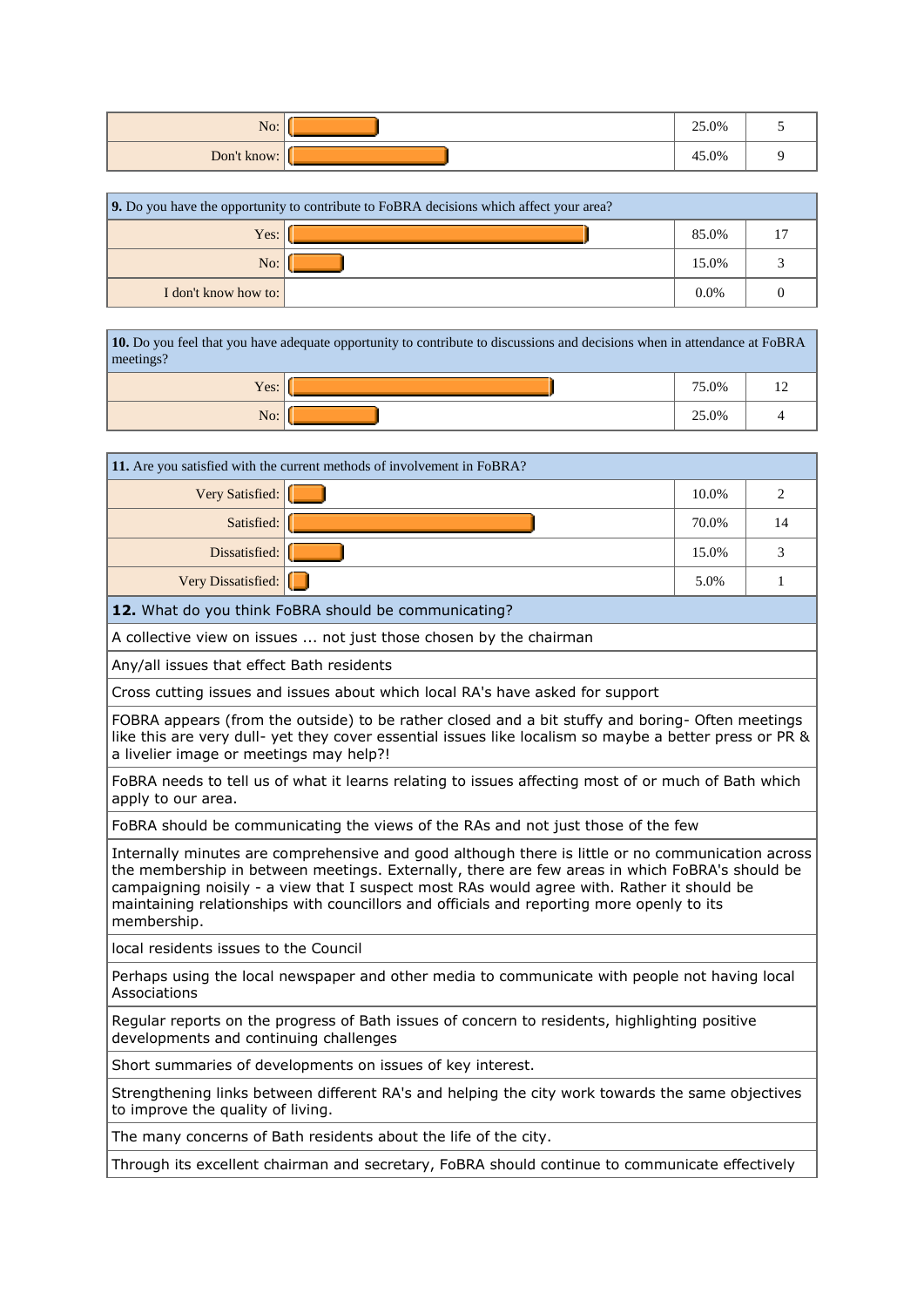| | | |
|---|---|---|
| No: | 25.0% | 5 |
| Don't know: | 45.0% | 9 |

| **9.** Do you have the opportunity to contribute to FoBRA decisions which affect your area? | | |
|---|---|---|
| Yes: | 85.0% | 17 |
| No: | 15.0% | 3 |
| I don't know how to: | 0.0% | 0 |

| **10.** Do you feel that you have adequate opportunity to contribute to discussions and decisions when in attendance at FoBRA meetings? | | |
|---|---|---|
| Yes: | 75.0% | 12 |
| No: | 25.0% | 4 |

| **11.** Are you satisfied with the current methods of involvement in FoBRA? | | |
|---|---|---|
| Very Satisfied: | 10.0% | 2 |
| Satisfied: | 70.0% | 14 |
| Dissatisfied: | 15.0% | 3 |
| Very Dissatisfied: | 5.0% | 1 |

| **12.** What do you think FoBRA should be communicating? |
|---|
| A collective view on issues ... not just those chosen by the chairman |
| Any/all issues that effect Bath residents |
| Cross cutting issues and issues about which local RA's have asked for support |
| FOBRA appears (from the outside) to be rather closed and a bit stuffy and boring- Often meetings like this are very dull- yet they cover essential issues like localism so maybe a better press or PR & a livelier image or meetings may help?! |
| FoBRA needs to tell us of what it learns relating to issues affecting most of or much of Bath which apply to our area. |
| FoBRA should be communicating the views of the RAs and not just those of the few |
| Internally minutes are comprehensive and good although there is little or no communication across the membership in between meetings. Externally, there are few areas in which FoBRA's should be campaigning noisily - a view that I suspect most RAs would agree with. Rather it should be maintaining relationships with councillors and officials and reporting more openly to its membership. |
| local residents issues to the Council |
| Perhaps using the local newspaper and other media to communicate with people not having local Associations |
| Regular reports on the progress of Bath issues of concern to residents, highlighting positive developments and continuing challenges |
| Short summaries of developments on issues of key interest. |
| Strengthening links between different RA's and helping the city work towards the same objectives to improve the quality of living. |
| The many concerns of Bath residents about the life of the city. |
| Through its excellent chairman and secretary, FoBRA should continue to communicate effectively |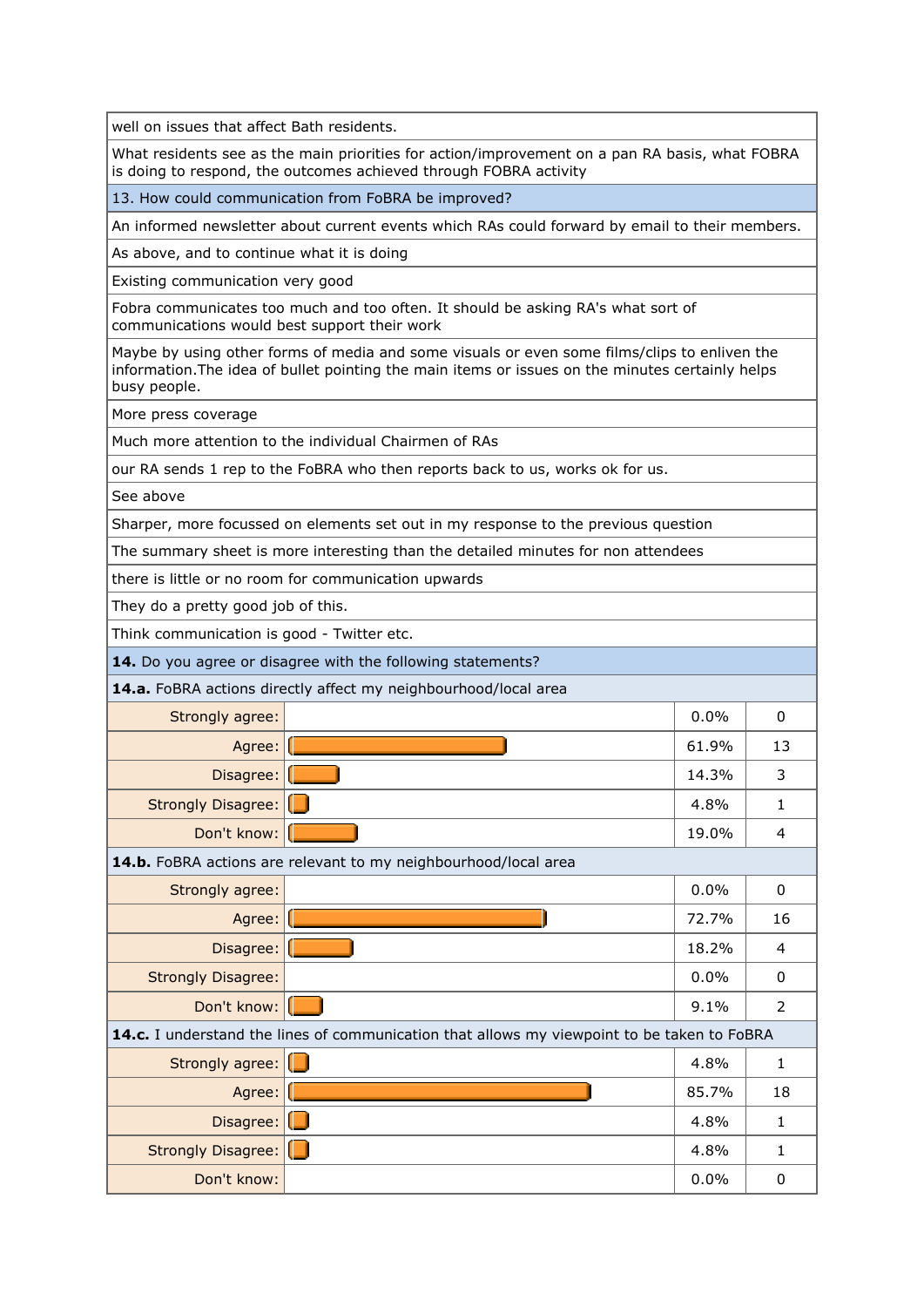well on issues that affect Bath residents.

What residents see as the main priorities for action/improvement on a pan RA basis, what FOBRA is doing to respond, the outcomes achieved through FOBRA activity

## 13. How could communication from FoBRA be improved?

An informed newsletter about current events which RAs could forward by email to their members.

As above, and to continue what it is doing

Existing communication very good

Fobra communicates too much and too often. It should be asking RA's what sort of communications would best support their work

Maybe by using other forms of media and some visuals or even some films/clips to enliven the information.The idea of bullet pointing the main items or issues on the minutes certainly helps busy people.

More press coverage

Much more attention to the individual Chairmen of RAs

our RA sends 1 rep to the FoBRA who then reports back to us, works ok for us.

See above

Sharper, more focussed on elements set out in my response to the previous question

The summary sheet is more interesting than the detailed minutes for non attendees

there is little or no room for communication upwards

They do a pretty good job of this.

Think communication is good - Twitter etc.

## **14.** Do you agree or disagree with the following statements?

**14.a.** FoBRA actions directly affect my neighbourhood/local area

| Response | Percent | Count |
|---|---|---|
| Strongly agree: | 0.0% | 0 |
| Agree: | 61.9% | 13 |
| Disagree: | 14.3% | 3 |
| Strongly Disagree: | 4.8% | 1 |
| Don't know: | 19.0% | 4 |

**14.b.** FoBRA actions are relevant to my neighbourhood/local area

| Response | Percent | Count |
|---|---|---|
| Strongly agree: | 0.0% | 0 |
| Agree: | 72.7% | 16 |
| Disagree: | 18.2% | 4 |
| Strongly Disagree: | 0.0% | 0 |
| Don't know: | 9.1% | 2 |

**14.c.** I understand the lines of communication that allows my viewpoint to be taken to FoBRA

| Response | Percent | Count |
|---|---|---|
| Strongly agree: | 4.8% | 1 |
| Agree: | 85.7% | 18 |
| Disagree: | 4.8% | 1 |
| Strongly Disagree: | 4.8% | 1 |
| Don't know: | 0.0% | 0 |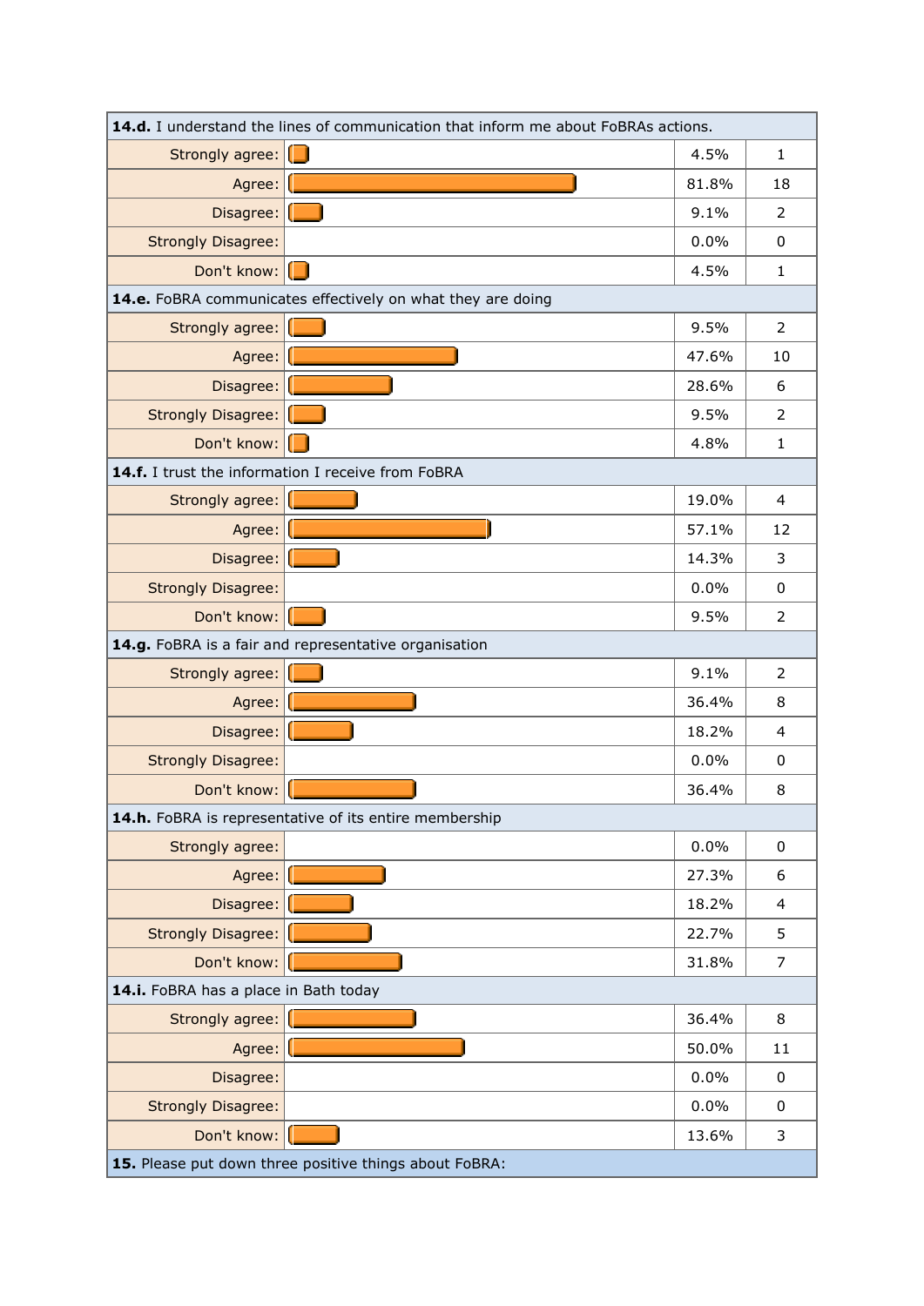**14.d.** I understand the lines of communication that inform me about FoBRAs actions.

| Response | Percent | Count |
|---|---|---|
| Strongly agree: | 4.5% | 1 |
| Agree: | 81.8% | 18 |
| Disagree: | 9.1% | 2 |
| Strongly Disagree: | 0.0% | 0 |
| Don't know: | 4.5% | 1 |

**14.e.** FoBRA communicates effectively on what they are doing

| Response | Percent | Count |
|---|---|---|
| Strongly agree: | 9.5% | 2 |
| Agree: | 47.6% | 10 |
| Disagree: | 28.6% | 6 |
| Strongly Disagree: | 9.5% | 2 |
| Don't know: | 4.8% | 1 |

**14.f.** I trust the information I receive from FoBRA

| Response | Percent | Count |
|---|---|---|
| Strongly agree: | 19.0% | 4 |
| Agree: | 57.1% | 12 |
| Disagree: | 14.3% | 3 |
| Strongly Disagree: | 0.0% | 0 |
| Don't know: | 9.5% | 2 |

**14.g.** FoBRA is a fair and representative organisation

| Response | Percent | Count |
|---|---|---|
| Strongly agree: | 9.1% | 2 |
| Agree: | 36.4% | 8 |
| Disagree: | 18.2% | 4 |
| Strongly Disagree: | 0.0% | 0 |
| Don't know: | 36.4% | 8 |

**14.h.** FoBRA is representative of its entire membership

| Response | Percent | Count |
|---|---|---|
| Strongly agree: | 0.0% | 0 |
| Agree: | 27.3% | 6 |
| Disagree: | 18.2% | 4 |
| Strongly Disagree: | 22.7% | 5 |
| Don't know: | 31.8% | 7 |

**14.i.** FoBRA has a place in Bath today

| Response | Percent | Count |
|---|---|---|
| Strongly agree: | 36.4% | 8 |
| Agree: | 50.0% | 11 |
| Disagree: | 0.0% | 0 |
| Strongly Disagree: | 0.0% | 0 |
| Don't know: | 13.6% | 3 |

**15.** Please put down three positive things about FoBRA: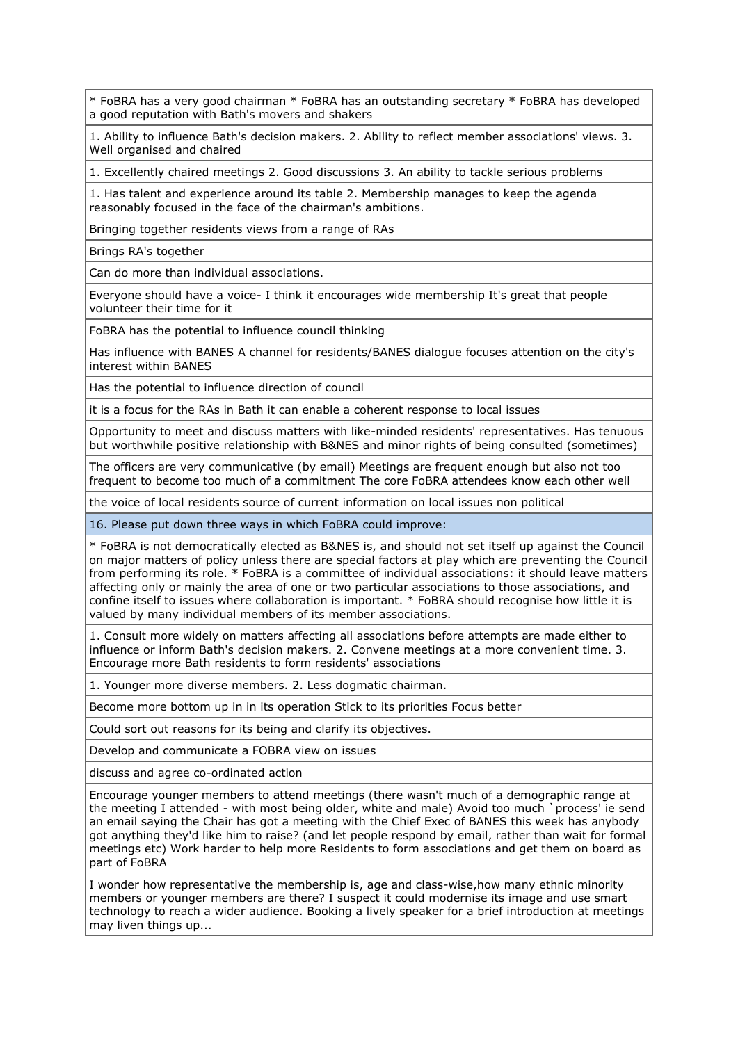| |
|---|
| * FoBRA has a very good chairman * FoBRA has an outstanding secretary * FoBRA has developed a good reputation with Bath's movers and shakers |
| 1. Ability to influence Bath's decision makers. 2. Ability to reflect member associations' views. 3. Well organised and chaired |
| 1. Excellently chaired meetings 2. Good discussions 3. An ability to tackle serious problems |
| 1. Has talent and experience around its table 2. Membership manages to keep the agenda reasonably focused in the face of the chairman's ambitions. |
| Bringing together residents views from a range of RAs |
| Brings RA's together |
| Can do more than individual associations. |
| Everyone should have a voice- I think it encourages wide membership It's great that people volunteer their time for it |
| FoBRA has the potential to influence council thinking |
| Has influence with BANES A channel for residents/BANES dialogue focuses attention on the city's interest within BANES |
| Has the potential to influence direction of council |
| it is a focus for the RAs in Bath it can enable a coherent response to local issues |
| Opportunity to meet and discuss matters with like-minded residents' representatives. Has tenuous but worthwhile positive relationship with B&NES and minor rights of being consulted (sometimes) |
| The officers are very communicative (by email) Meetings are frequent enough but also not too frequent to become too much of a commitment The core FoBRA attendees know each other well |
| the voice of local residents source of current information on local issues non political |
| **16. Please put down three ways in which FoBRA could improve:** |
| * FoBRA is not democratically elected as B&NES is, and should not set itself up against the Council on major matters of policy unless there are special factors at play which are preventing the Council from performing its role. * FoBRA is a committee of individual associations: it should leave matters affecting only or mainly the area of one or two particular associations to those associations, and confine itself to issues where collaboration is important. * FoBRA should recognise how little it is valued by many individual members of its member associations. |
| 1. Consult more widely on matters affecting all associations before attempts are made either to influence or inform Bath's decision makers. 2. Convene meetings at a more convenient time. 3. Encourage more Bath residents to form residents' associations |
| 1. Younger more diverse members. 2. Less dogmatic chairman. |
| Become more bottom up in in its operation Stick to its priorities Focus better |
| Could sort out reasons for its being and clarify its objectives. |
| Develop and communicate a FOBRA view on issues |
| discuss and agree co-ordinated action |
| Encourage younger members to attend meetings (there wasn't much of a demographic range at the meeting I attended - with most being older, white and male) Avoid too much `process' ie send an email saying the Chair has got a meeting with the Chief Exec of BANES this week has anybody got anything they'd like him to raise? (and let people respond by email, rather than wait for formal meetings etc) Work harder to help more Residents to form associations and get them on board as part of FoBRA |
| I wonder how representative the membership is, age and class-wise,how many ethnic minority members or younger members are there? I suspect it could modernise its image and use smart technology to reach a wider audience. Booking a lively speaker for a brief introduction at meetings may liven things up... |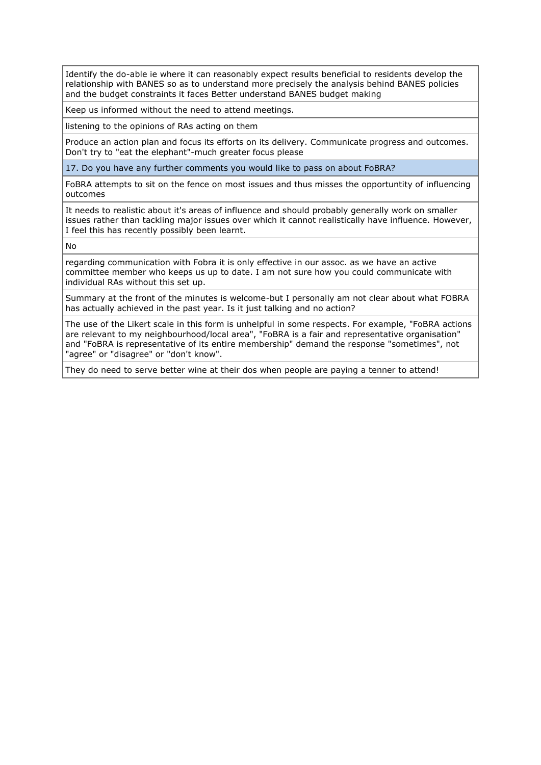| |
|---|
| Identify the do-able ie where it can reasonably expect results beneficial to residents develop the relationship with BANES so as to understand more precisely the analysis behind BANES policies and the budget constraints it faces Better understand BANES budget making |
| Keep us informed without the need to attend meetings. |
| listening to the opinions of RAs acting on them |
| Produce an action plan and focus its efforts on its delivery. Communicate progress and outcomes. Don't try to "eat the elephant"-much greater focus please |
| **17. Do you have any further comments you would like to pass on about FoBRA?** |
| FoBRA attempts to sit on the fence on most issues and thus misses the opportuntity of influencing outcomes |
| It needs to realistic about it's areas of influence and should probably generally work on smaller issues rather than tackling major issues over which it cannot realistically have influence. However, I feel this has recently possibly been learnt. |
| No |
| regarding communication with Fobra it is only effective in our assoc. as we have an active committee member who keeps us up to date. I am not sure how you could communicate with individual RAs without this set up. |
| Summary at the front of the minutes is welcome-but I personally am not clear about what FOBRA has actually achieved in the past year. Is it just talking and no action? |
| The use of the Likert scale in this form is unhelpful in some respects. For example, "FoBRA actions are relevant to my neighbourhood/local area", "FoBRA is a fair and representative organisation" and "FoBRA is representative of its entire membership" demand the response "sometimes", not "agree" or "disagree" or "don't know". |
| They do need to serve better wine at their dos when people are paying a tenner to attend! |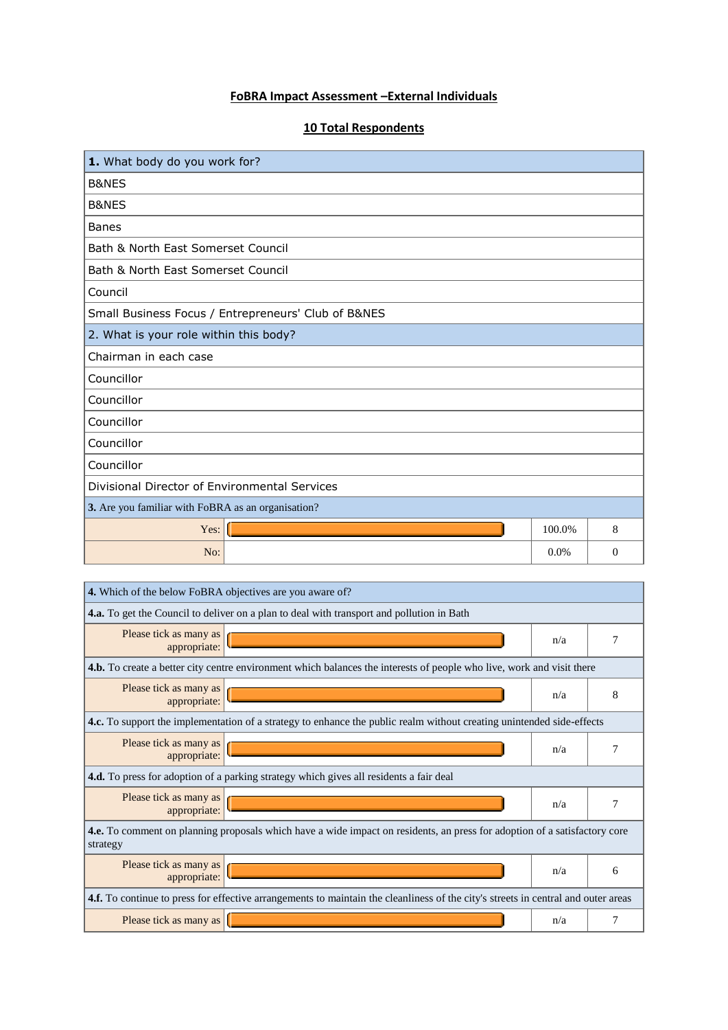**FoBRA Impact Assessment –External Individuals**

**10 Total Respondents**

| **1.** What body do you work for? |
|---|
| B&NES |
| B&NES |
| Banes |
| Bath & North East Somerset Council |
| Bath & North East Somerset Council |
| Council |
| Small Business Focus / Entrepreneurs' Club of B&NES |
| 2. What is your role within this body? |
| Chairman in each case |
| Councillor |
| Councillor |
| Councillor |
| Councillor |
| Councillor |
| Divisional Director of Environmental Services |

| **3.** Are you familiar with FoBRA as an organisation? | | | |
|---|---|---|---|
| Yes: | | 100.0% | 8 |
| No: | | 0.0% | 0 |

| **4.** Which of the below FoBRA objectives are you aware of? | | | |
|---|---|---|---|
| **4.a.** To get the Council to deliver on a plan to deal with transport and pollution in Bath | | | |
| Please tick as many as appropriate: | | n/a | 7 |
| **4.b.** To create a better city centre environment which balances the interests of people who live, work and visit there | | | |
| Please tick as many as appropriate: | | n/a | 8 |
| **4.c.** To support the implementation of a strategy to enhance the public realm without creating unintended side-effects | | | |
| Please tick as many as appropriate: | | n/a | 7 |
| **4.d.** To press for adoption of a parking strategy which gives all residents a fair deal | | | |
| Please tick as many as appropriate: | | n/a | 7 |
| **4.e.** To comment on planning proposals which have a wide impact on residents, an press for adoption of a satisfactory core strategy | | | |
| Please tick as many as appropriate: | | n/a | 6 |
| **4.f.** To continue to press for effective arrangements to maintain the cleanliness of the city's streets in central and outer areas | | | |
| Please tick as many as | | n/a | 7 |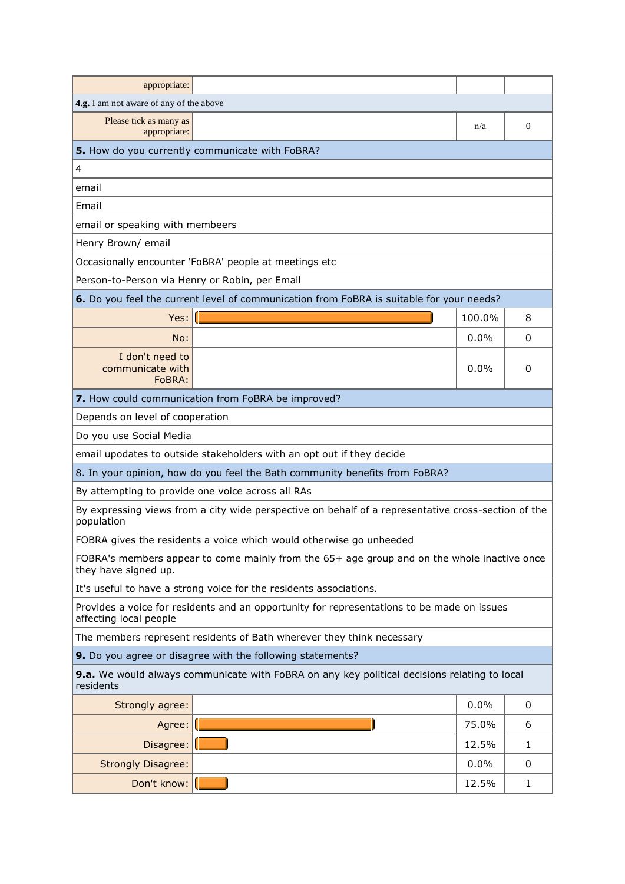| | | | |
|---|---|---|---|
| appropriate: | | | |
| **4.g.** I am not aware of any of the above | | | |
| Please tick as many as appropriate: | | n/a | 0 |
| **5.** How do you currently communicate with FoBRA? | | | |
| 4 | | | |
| email | | | |
| Email | | | |
| email or speaking with membeers | | | |
| Henry Brown/ email | | | |
| Occasionally encounter 'FoBRA' people at meetings etc | | | |
| Person-to-Person via Henry or Robin, per Email | | | |
| **6.** Do you feel the current level of communication from FoBRA is suitable for your needs? | | | |
| Yes: | | 100.0% | 8 |
| No: | | 0.0% | 0 |
| I don't need to communicate with FoBRA: | | 0.0% | 0 |
| **7.** How could communication from FoBRA be improved? | | | |
| Depends on level of cooperation | | | |
| Do you use Social Media | | | |
| email updotes to outside stakeholders with an opt out if they decide | | | |
| 8. In your opinion, how do you feel the Bath community benefits from FoBRA? | | | |
| By attempting to provide one voice across all RAs | | | |
| By expressing views from a city wide perspective on behalf of a representative cross-section of the population | | | |
| FOBRA gives the residents a voice which would otherwise go unheeded | | | |
| FOBRA's members appear to come mainly from the 65+ age group and on the whole inactive once they have signed up. | | | |
| It's useful to have a strong voice for the residents associations. | | | |
| Provides a voice for residents and an opportunity for representations to be made on issues affecting local people | | | |
| The members represent residents of Bath wherever they think necessary | | | |
| **9.** Do you agree or disagree with the following statements? | | | |
| **9.a.** We would always communicate with FoBRA on any key political decisions relating to local residents | | | |
| Strongly agree: | | 0.0% | 0 |
| Agree: | | 75.0% | 6 |
| Disagree: | | 12.5% | 1 |
| Strongly Disagree: | | 0.0% | 0 |
| Don't know: | | 12.5% | 1 |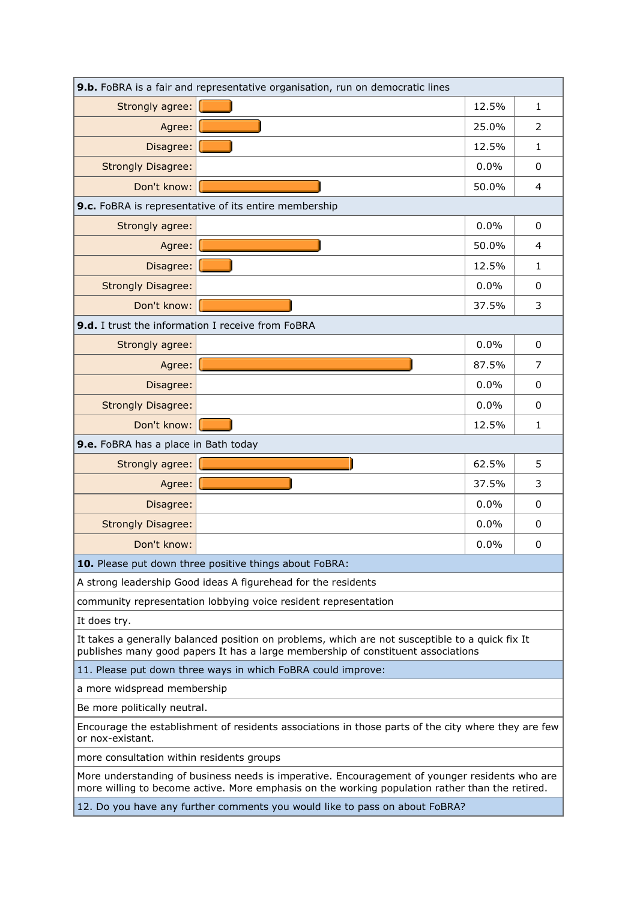**9.b.** FoBRA is a fair and representative organisation, run on democratic lines

| Response | Percent | Count |
| --- | --- | --- |
| Strongly agree: | 12.5% | 1 |
| Agree: | 25.0% | 2 |
| Disagree: | 12.5% | 1 |
| Strongly Disagree: | 0.0% | 0 |
| Don't know: | 50.0% | 4 |

**9.c.** FoBRA is representative of its entire membership

| Response | Percent | Count |
| --- | --- | --- |
| Strongly agree: | 0.0% | 0 |
| Agree: | 50.0% | 4 |
| Disagree: | 12.5% | 1 |
| Strongly Disagree: | 0.0% | 0 |
| Don't know: | 37.5% | 3 |

**9.d.** I trust the information I receive from FoBRA

| Response | Percent | Count |
| --- | --- | --- |
| Strongly agree: | 0.0% | 0 |
| Agree: | 87.5% | 7 |
| Disagree: | 0.0% | 0 |
| Strongly Disagree: | 0.0% | 0 |
| Don't know: | 12.5% | 1 |

**9.e.** FoBRA has a place in Bath today

| Response | Percent | Count |
| --- | --- | --- |
| Strongly agree: | 62.5% | 5 |
| Agree: | 37.5% | 3 |
| Disagree: | 0.0% | 0 |
| Strongly Disagree: | 0.0% | 0 |
| Don't know: | 0.0% | 0 |

**10.** Please put down three positive things about FoBRA:

- A strong leadership Good ideas A figurehead for the residents
- community representation lobbying voice resident representation
- It does try.
- It takes a generally balanced position on problems, which are not susceptible to a quick fix It publishes many good papers It has a large membership of constituent associations

11. Please put down three ways in which FoBRA could improve:

- a more widspread membership
- Be more politically neutral.
- Encourage the establishment of residents associations in those parts of the city where they are few or nox-existant.
- more consultation within residents groups
- More understanding of business needs is imperative. Encouragement of younger residents who are more willing to become active. More emphasis on the working population rather than the retired.

12. Do you have any further comments you would like to pass on about FoBRA?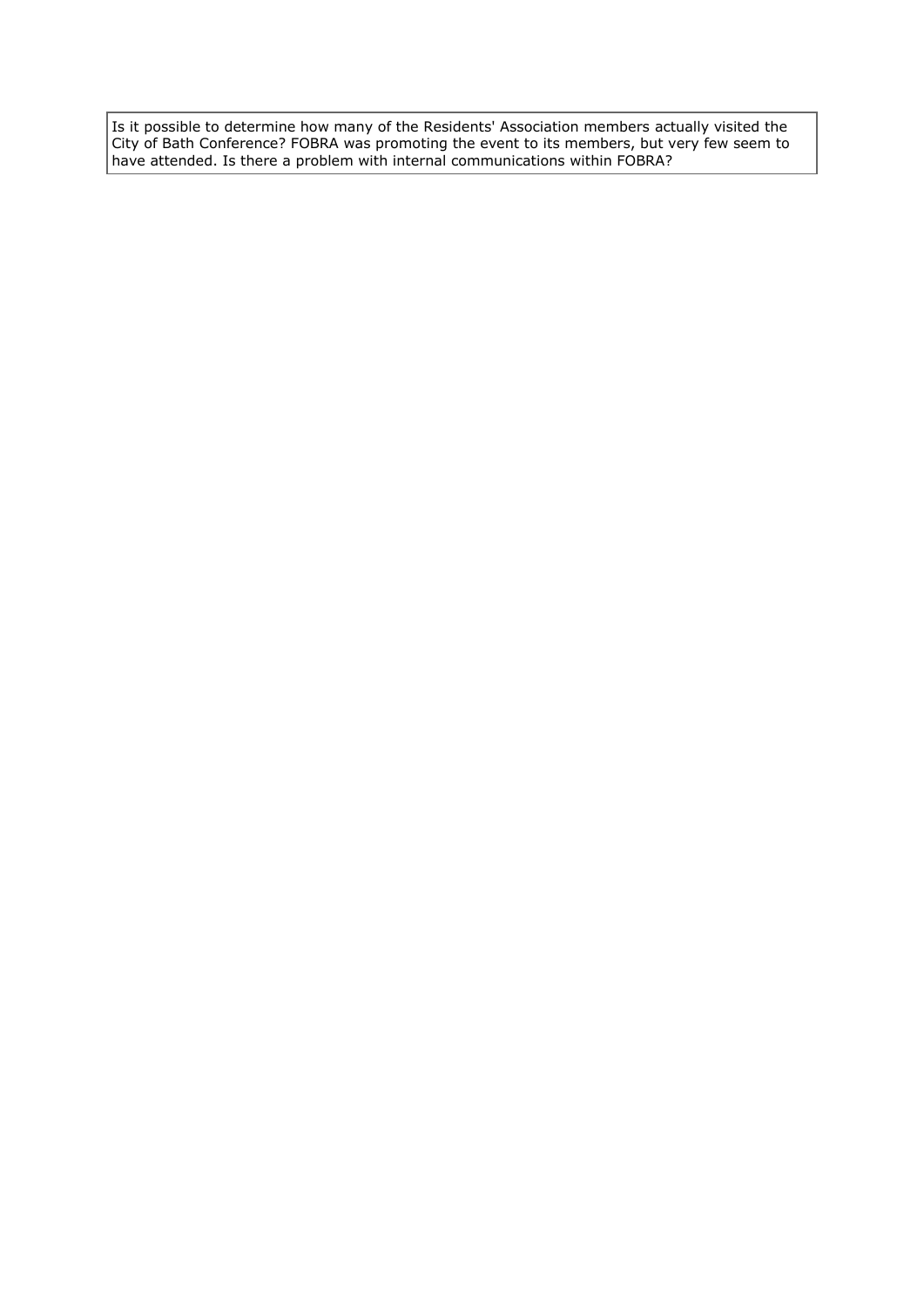Is it possible to determine how many of the Residents' Association members actually visited the City of Bath Conference? FOBRA was promoting the event to its members, but very few seem to have attended. Is there a problem with internal communications within FOBRA?